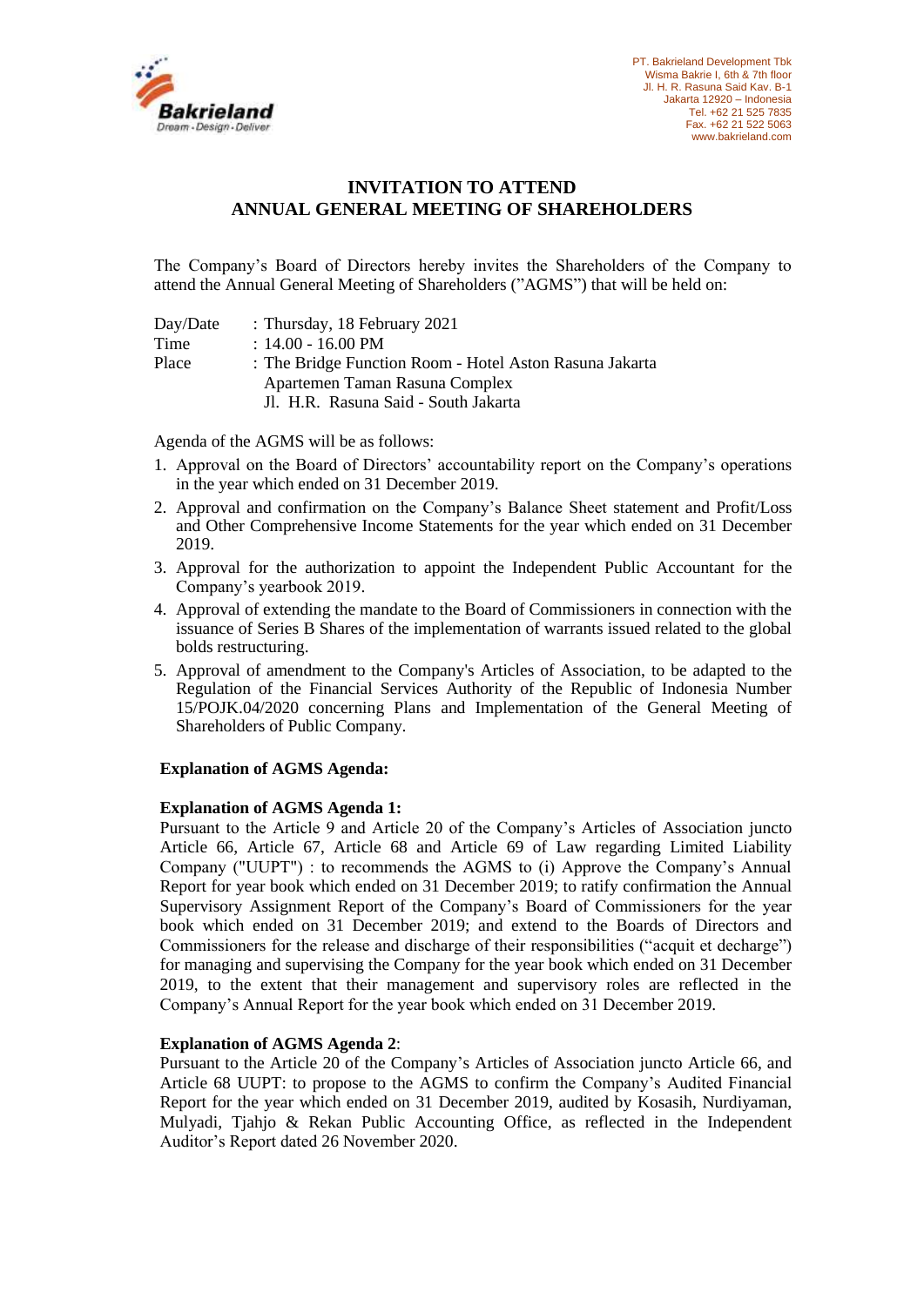PT. Bakrieland Development Tbk
Wisma Bakrie I, 6th & 7th floor
Jl. H. R. Rasuna Said Kav. B-1
Jakarta 12920 – Indonesia
Tel. +62 21 525 7835
Fax. +62 21 522 5063
www.bakrieland.com

# INVITATION TO ATTEND ANNUAL GENERAL MEETING OF SHAREHOLDERS

The Company's Board of Directors hereby invites the Shareholders of the Company to attend the Annual General Meeting of Shareholders ("AGMS") that will be held on:

Day/Date : Thursday, 18 February 2021
Time : 14.00 - 16.00 PM
Place : The Bridge Function Room - Hotel Aston Rasuna Jakarta
Apartemen Taman Rasuna Complex
Jl. H.R. Rasuna Said - South Jakarta

Agenda of the AGMS will be as follows:

1. Approval on the Board of Directors' accountability report on the Company's operations in the year which ended on 31 December 2019.
2. Approval and confirmation on the Company's Balance Sheet statement and Profit/Loss and Other Comprehensive Income Statements for the year which ended on 31 December 2019.
3. Approval for the authorization to appoint the Independent Public Accountant for the Company's yearbook 2019.
4. Approval of extending the mandate to the Board of Commissioners in connection with the issuance of Series B Shares of the implementation of warrants issued related to the global bolds restructuring.
5. Approval of amendment to the Company's Articles of Association, to be adapted to the Regulation of the Financial Services Authority of the Republic of Indonesia Number 15/POJK.04/2020 concerning Plans and Implementation of the General Meeting of Shareholders of Public Company.

**Explanation of AGMS Agenda:**

**Explanation of AGMS Agenda 1:**
Pursuant to the Article 9 and Article 20 of the Company's Articles of Association juncto Article 66, Article 67, Article 68 and Article 69 of Law regarding Limited Liability Company ("UUPT") : to recommends the AGMS to (i) Approve the Company's Annual Report for year book which ended on 31 December 2019; to ratify confirmation the Annual Supervisory Assignment Report of the Company's Board of Commissioners for the year book which ended on 31 December 2019; and extend to the Boards of Directors and Commissioners for the release and discharge of their responsibilities ("acquit et decharge") for managing and supervising the Company for the year book which ended on 31 December 2019, to the extent that their management and supervisory roles are reflected in the Company's Annual Report for the year book which ended on 31 December 2019.

**Explanation of AGMS Agenda 2**:
Pursuant to the Article 20 of the Company's Articles of Association juncto Article 66, and Article 68 UUPT: to propose to the AGMS to confirm the Company's Audited Financial Report for the year which ended on 31 December 2019, audited by Kosasih, Nurdiyaman, Mulyadi, Tjahjo & Rekan Public Accounting Office, as reflected in the Independent Auditor's Report dated 26 November 2020.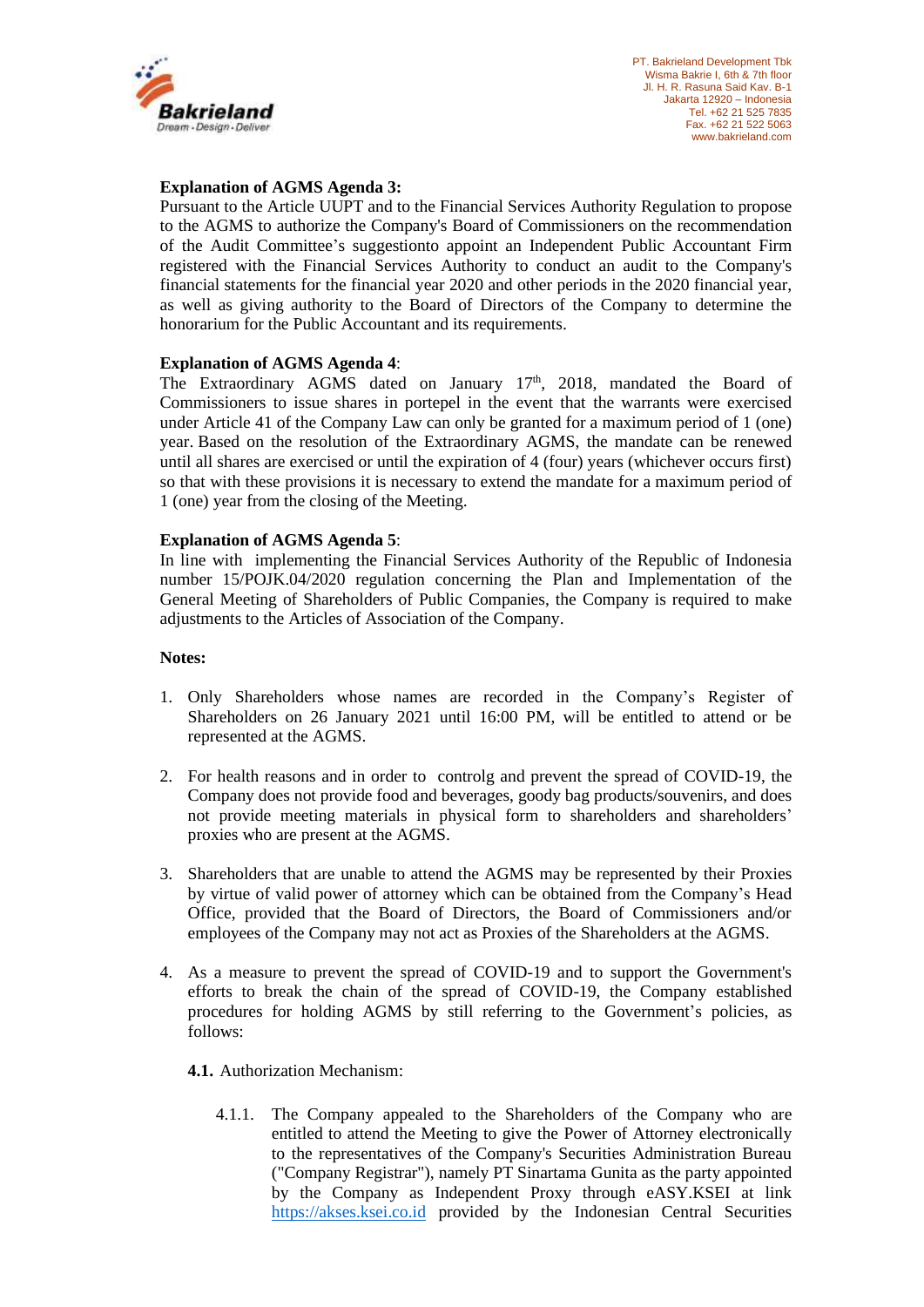**Explanation of AGMS Agenda 3:**
Pursuant to the Article UUPT and to the Financial Services Authority Regulation to propose to the AGMS to authorize the Company's Board of Commissioners on the recommendation of the Audit Committee's suggestionto appoint an Independent Public Accountant Firm registered with the Financial Services Authority to conduct an audit to the Company's financial statements for the financial year 2020 and other periods in the 2020 financial year, as well as giving authority to the Board of Directors of the Company to determine the honorarium for the Public Accountant and its requirements.

**Explanation of AGMS Agenda 4**:
The Extraordinary AGMS dated on January 17th, 2018, mandated the Board of Commissioners to issue shares in portepel in the event that the warrants were exercised under Article 41 of the Company Law can only be granted for a maximum period of 1 (one) year. Based on the resolution of the Extraordinary AGMS, the mandate can be renewed until all shares are exercised or until the expiration of 4 (four) years (whichever occurs first) so that with these provisions it is necessary to extend the mandate for a maximum period of 1 (one) year from the closing of the Meeting.

**Explanation of AGMS Agenda 5**:
In line with implementing the Financial Services Authority of the Republic of Indonesia number 15/POJK.04/2020 regulation concerning the Plan and Implementation of the General Meeting of Shareholders of Public Companies, the Company is required to make adjustments to the Articles of Association of the Company.

**Notes:**

1. Only Shareholders whose names are recorded in the Company's Register of Shareholders on 26 January 2021 until 16:00 PM, will be entitled to attend or be represented at the AGMS.

2. For health reasons and in order to controlg and prevent the spread of COVID-19, the Company does not provide food and beverages, goody bag products/souvenirs, and does not provide meeting materials in physical form to shareholders and shareholders' proxies who are present at the AGMS.

3. Shareholders that are unable to attend the AGMS may be represented by their Proxies by virtue of valid power of attorney which can be obtained from the Company's Head Office, provided that the Board of Directors, the Board of Commissioners and/or employees of the Company may not act as Proxies of the Shareholders at the AGMS.

4. As a measure to prevent the spread of COVID-19 and to support the Government's efforts to break the chain of the spread of COVID-19, the Company established procedures for holding AGMS by still referring to the Government's policies, as follows:

   **4.1.** Authorization Mechanism:

   4.1.1. The Company appealed to the Shareholders of the Company who are entitled to attend the Meeting to give the Power of Attorney electronically to the representatives of the Company's Securities Administration Bureau ("Company Registrar"), namely PT Sinartama Gunita as the party appointed by the Company as Independent Proxy through eASY.KSEI at link https://akses.ksei.co.id provided by the Indonesian Central Securities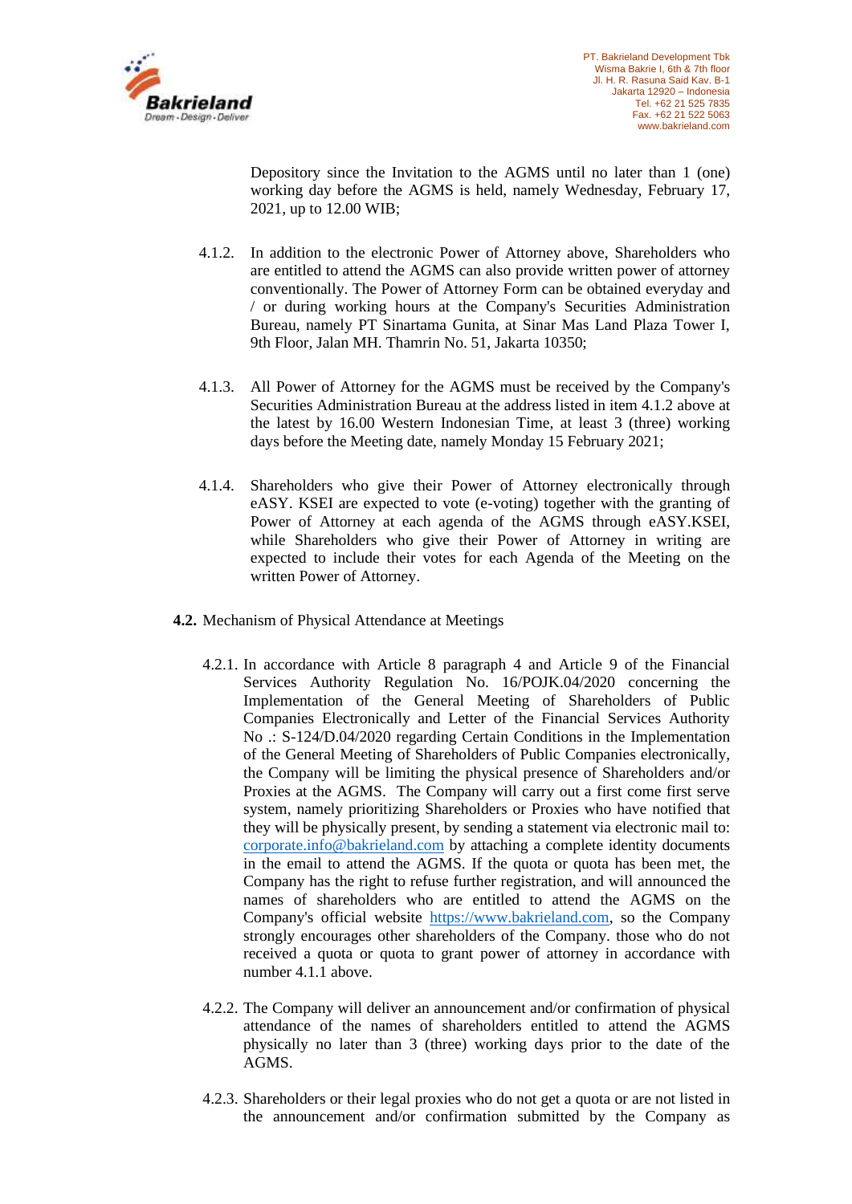Depository since the Invitation to the AGMS until no later than 1 (one) working day before the AGMS is held, namely Wednesday, February 17, 2021, up to 12.00 WIB;

4.1.2. In addition to the electronic Power of Attorney above, Shareholders who are entitled to attend the AGMS can also provide written power of attorney conventionally. The Power of Attorney Form can be obtained everyday and / or during working hours at the Company's Securities Administration Bureau, namely PT Sinartama Gunita, at Sinar Mas Land Plaza Tower I, 9th Floor, Jalan MH. Thamrin No. 51, Jakarta 10350;

4.1.3. All Power of Attorney for the AGMS must be received by the Company's Securities Administration Bureau at the address listed in item 4.1.2 above at the latest by 16.00 Western Indonesian Time, at least 3 (three) working days before the Meeting date, namely Monday 15 February 2021;

4.1.4. Shareholders who give their Power of Attorney electronically through eASY. KSEI are expected to vote (e-voting) together with the granting of Power of Attorney at each agenda of the AGMS through eASY.KSEI, while Shareholders who give their Power of Attorney in writing are expected to include their votes for each Agenda of the Meeting on the written Power of Attorney.

**4.2.** Mechanism of Physical Attendance at Meetings

4.2.1. In accordance with Article 8 paragraph 4 and Article 9 of the Financial Services Authority Regulation No. 16/POJK.04/2020 concerning the Implementation of the General Meeting of Shareholders of Public Companies Electronically and Letter of the Financial Services Authority No .: S-124/D.04/2020 regarding Certain Conditions in the Implementation of the General Meeting of Shareholders of Public Companies electronically, the Company will be limiting the physical presence of Shareholders and/or Proxies at the AGMS. The Company will carry out a first come first serve system, namely prioritizing Shareholders or Proxies who have notified that they will be physically present, by sending a statement via electronic mail to: corporate.info@bakrieland.com by attaching a complete identity documents in the email to attend the AGMS. If the quota or quota has been met, the Company has the right to refuse further registration, and will announced the names of shareholders who are entitled to attend the AGMS on the Company's official website https://www.bakrieland.com, so the Company strongly encourages other shareholders of the Company. those who do not received a quota or quota to grant power of attorney in accordance with number 4.1.1 above.

4.2.2. The Company will deliver an announcement and/or confirmation of physical attendance of the names of shareholders entitled to attend the AGMS physically no later than 3 (three) working days prior to the date of the AGMS.

4.2.3. Shareholders or their legal proxies who do not get a quota or are not listed in the announcement and/or confirmation submitted by the Company as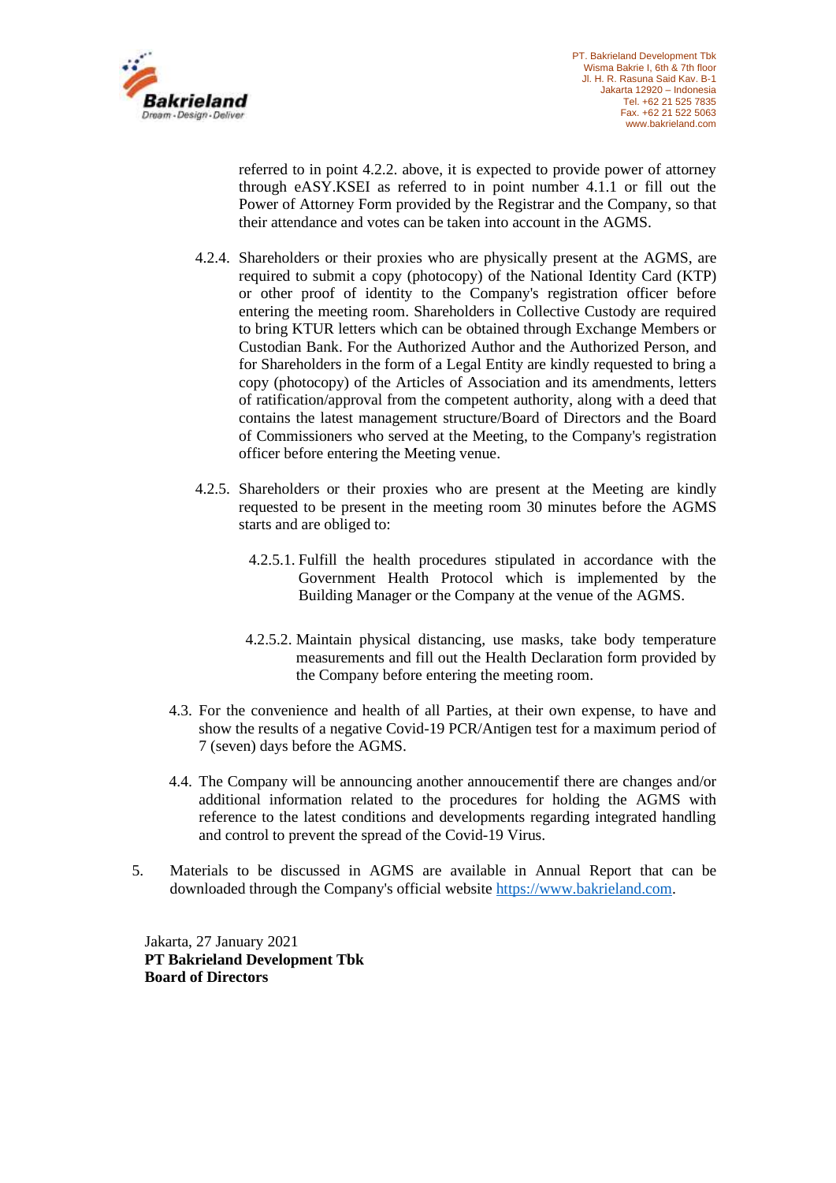referred to in point 4.2.2. above, it is expected to provide power of attorney through eASY.KSEI as referred to in point number 4.1.1 or fill out the Power of Attorney Form provided by the Registrar and the Company, so that their attendance and votes can be taken into account in the AGMS.

4.2.4. Shareholders or their proxies who are physically present at the AGMS, are required to submit a copy (photocopy) of the National Identity Card (KTP) or other proof of identity to the Company's registration officer before entering the meeting room. Shareholders in Collective Custody are required to bring KTUR letters which can be obtained through Exchange Members or Custodian Bank. For the Authorized Author and the Authorized Person, and for Shareholders in the form of a Legal Entity are kindly requested to bring a copy (photocopy) of the Articles of Association and its amendments, letters of ratification/approval from the competent authority, along with a deed that contains the latest management structure/Board of Directors and the Board of Commissioners who served at the Meeting, to the Company's registration officer before entering the Meeting venue.

4.2.5. Shareholders or their proxies who are present at the Meeting are kindly requested to be present in the meeting room 30 minutes before the AGMS starts and are obliged to:

4.2.5.1. Fulfill the health procedures stipulated in accordance with the Government Health Protocol which is implemented by the Building Manager or the Company at the venue of the AGMS.

4.2.5.2. Maintain physical distancing, use masks, take body temperature measurements and fill out the Health Declaration form provided by the Company before entering the meeting room.

4.3. For the convenience and health of all Parties, at their own expense, to have and show the results of a negative Covid-19 PCR/Antigen test for a maximum period of 7 (seven) days before the AGMS.

4.4. The Company will be announcing another annoucementif there are changes and/or additional information related to the procedures for holding the AGMS with reference to the latest conditions and developments regarding integrated handling and control to prevent the spread of the Covid-19 Virus.

5. Materials to be discussed in AGMS are available in Annual Report that can be downloaded through the Company's official website https://www.bakrieland.com.

Jakarta, 27 January 2021
**PT Bakrieland Development Tbk**
**Board of Directors**